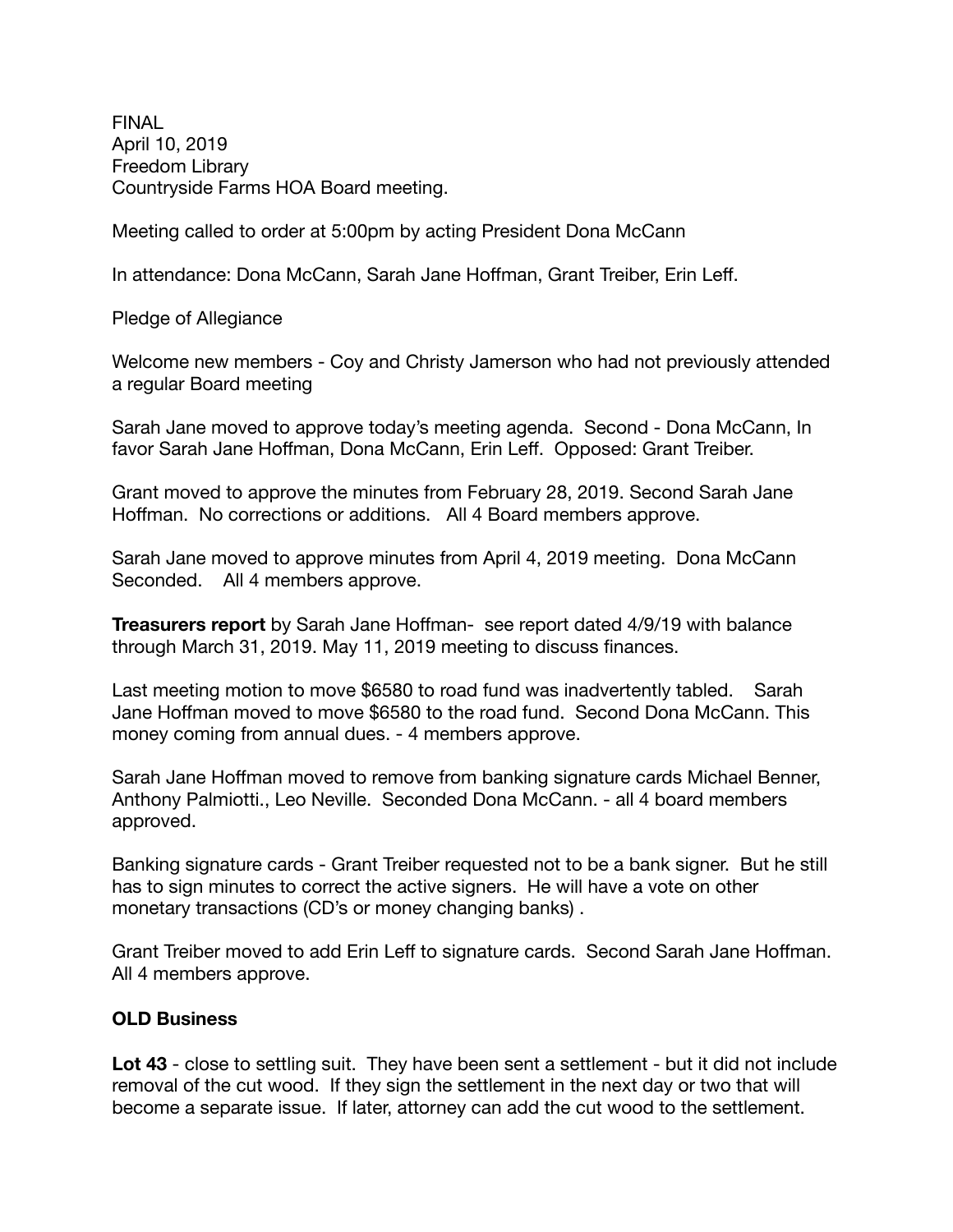FINAL
April 10, 2019
Freedom Library
Countryside Farms HOA Board meeting.

Meeting called to order at 5:00pm by acting President Dona McCann

In attendance: Dona McCann, Sarah Jane Hoffman, Grant Treiber, Erin Leff.

Pledge of Allegiance

Welcome new members - Coy and Christy Jamerson who had not previously attended a regular Board meeting

Sarah Jane moved to approve today's meeting agenda. Second - Dona McCann, In favor Sarah Jane Hoffman, Dona McCann, Erin Leff. Opposed: Grant Treiber.

Grant moved to approve the minutes from February 28, 2019. Second Sarah Jane Hoffman. No corrections or additions. All 4 Board members approve.

Sarah Jane moved to approve minutes from April 4, 2019 meeting. Dona McCann Seconded. All 4 members approve.

**Treasurers report** by Sarah Jane Hoffman- see report dated 4/9/19 with balance through March 31, 2019. May 11, 2019 meeting to discuss finances.

Last meeting motion to move $6580 to road fund was inadvertently tabled. Sarah Jane Hoffman moved to move $6580 to the road fund. Second Dona McCann. This money coming from annual dues. - 4 members approve.

Sarah Jane Hoffman moved to remove from banking signature cards Michael Benner, Anthony Palmiotti., Leo Neville. Seconded Dona McCann. - all 4 board members approved.

Banking signature cards - Grant Treiber requested not to be a bank signer. But he still has to sign minutes to correct the active signers. He will have a vote on other monetary transactions (CD's or money changing banks) .

Grant Treiber moved to add Erin Leff to signature cards. Second Sarah Jane Hoffman. All 4 members approve.

## OLD Business

**Lot 43** - close to settling suit. They have been sent a settlement - but it did not include removal of the cut wood. If they sign the settlement in the next day or two that will become a separate issue. If later, attorney can add the cut wood to the settlement.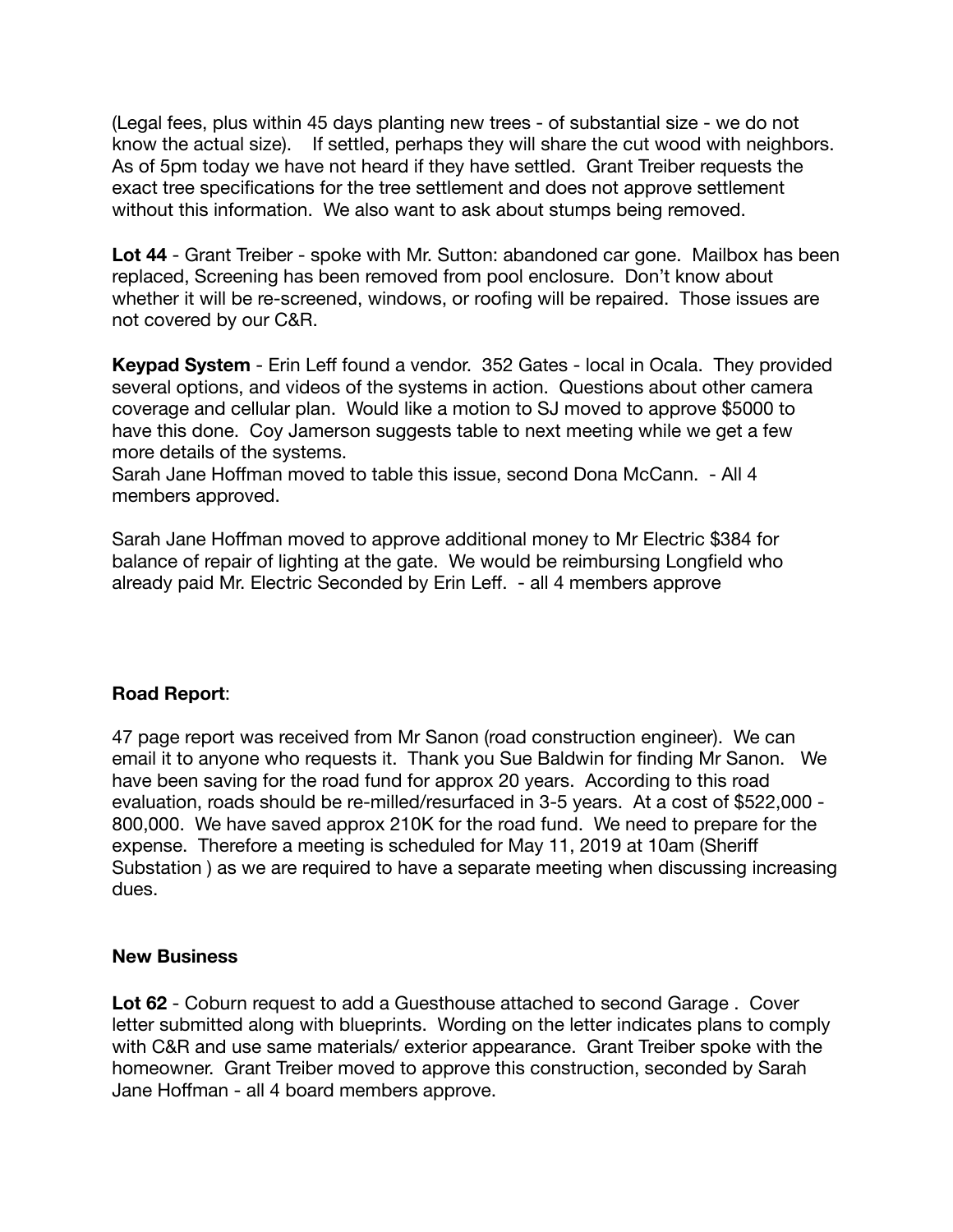(Legal fees, plus within 45 days planting new trees - of substantial size - we do not know the actual size). If settled, perhaps they will share the cut wood with neighbors. As of 5pm today we have not heard if they have settled. Grant Treiber requests the exact tree specifications for the tree settlement and does not approve settlement without this information. We also want to ask about stumps being removed.

**Lot 44** - Grant Treiber - spoke with Mr. Sutton: abandoned car gone. Mailbox has been replaced, Screening has been removed from pool enclosure. Don't know about whether it will be re-screened, windows, or roofing will be repaired. Those issues are not covered by our C&R.

**Keypad System** - Erin Leff found a vendor. 352 Gates - local in Ocala. They provided several options, and videos of the systems in action. Questions about other camera coverage and cellular plan. Would like a motion to SJ moved to approve $5000 to have this done. Coy Jamerson suggests table to next meeting while we get a few more details of the systems.
Sarah Jane Hoffman moved to table this issue, second Dona McCann. - All 4 members approved.

Sarah Jane Hoffman moved to approve additional money to Mr Electric $384 for balance of repair of lighting at the gate. We would be reimbursing Longfield who already paid Mr. Electric Seconded by Erin Leff. - all 4 members approve

**Road Report**:

47 page report was received from Mr Sanon (road construction engineer). We can email it to anyone who requests it. Thank you Sue Baldwin for finding Mr Sanon. We have been saving for the road fund for approx 20 years. According to this road evaluation, roads should be re-milled/resurfaced in 3-5 years. At a cost of $522,000 - 800,000. We have saved approx 210K for the road fund. We need to prepare for the expense. Therefore a meeting is scheduled for May 11, 2019 at 10am (Sheriff Substation ) as we are required to have a separate meeting when discussing increasing dues.

**New Business**

**Lot 62** - Coburn request to add a Guesthouse attached to second Garage . Cover letter submitted along with blueprints. Wording on the letter indicates plans to comply with C&R and use same materials/ exterior appearance. Grant Treiber spoke with the homeowner. Grant Treiber moved to approve this construction, seconded by Sarah Jane Hoffman - all 4 board members approve.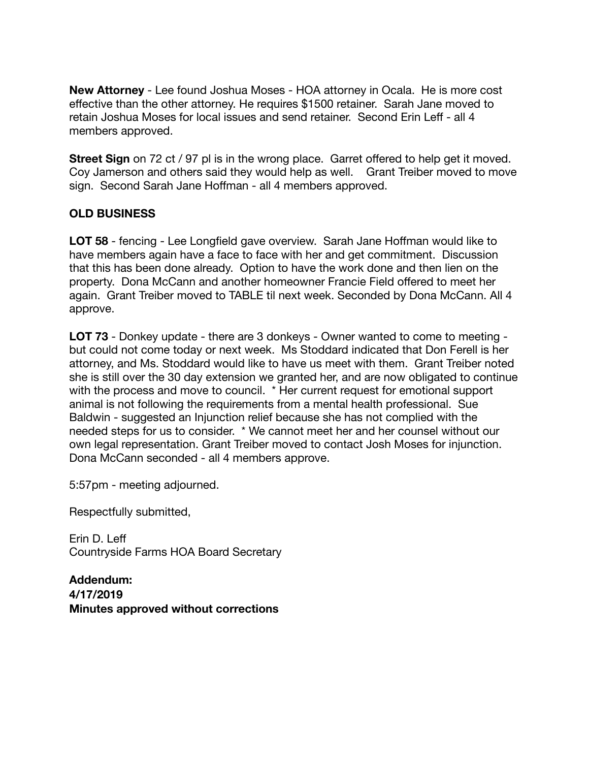**New Attorney** - Lee found Joshua Moses - HOA attorney in Ocala. He is more cost effective than the other attorney. He requires $1500 retainer. Sarah Jane moved to retain Joshua Moses for local issues and send retainer. Second Erin Leff - all 4 members approved.

**Street Sign** on 72 ct / 97 pl is in the wrong place. Garret offered to help get it moved. Coy Jamerson and others said they would help as well. Grant Treiber moved to move sign. Second Sarah Jane Hoffman - all 4 members approved.

**OLD BUSINESS**

**LOT 58** - fencing - Lee Longfield gave overview. Sarah Jane Hoffman would like to have members again have a face to face with her and get commitment. Discussion that this has been done already. Option to have the work done and then lien on the property. Dona McCann and another homeowner Francie Field offered to meet her again. Grant Treiber moved to TABLE til next week. Seconded by Dona McCann. All 4 approve.

**LOT 73** - Donkey update - there are 3 donkeys - Owner wanted to come to meeting - but could not come today or next week. Ms Stoddard indicated that Don Ferell is her attorney, and Ms. Stoddard would like to have us meet with them. Grant Treiber noted she is still over the 30 day extension we granted her, and are now obligated to continue with the process and move to council. * Her current request for emotional support animal is not following the requirements from a mental health professional. Sue Baldwin - suggested an Injunction relief because she has not complied with the needed steps for us to consider. * We cannot meet her and her counsel without our own legal representation. Grant Treiber moved to contact Josh Moses for injunction. Dona McCann seconded - all 4 members approve.

5:57pm - meeting adjourned.

Respectfully submitted,

Erin D. Leff
Countryside Farms HOA Board Secretary

**Addendum:**
**4/17/2019**
**Minutes approved without corrections**